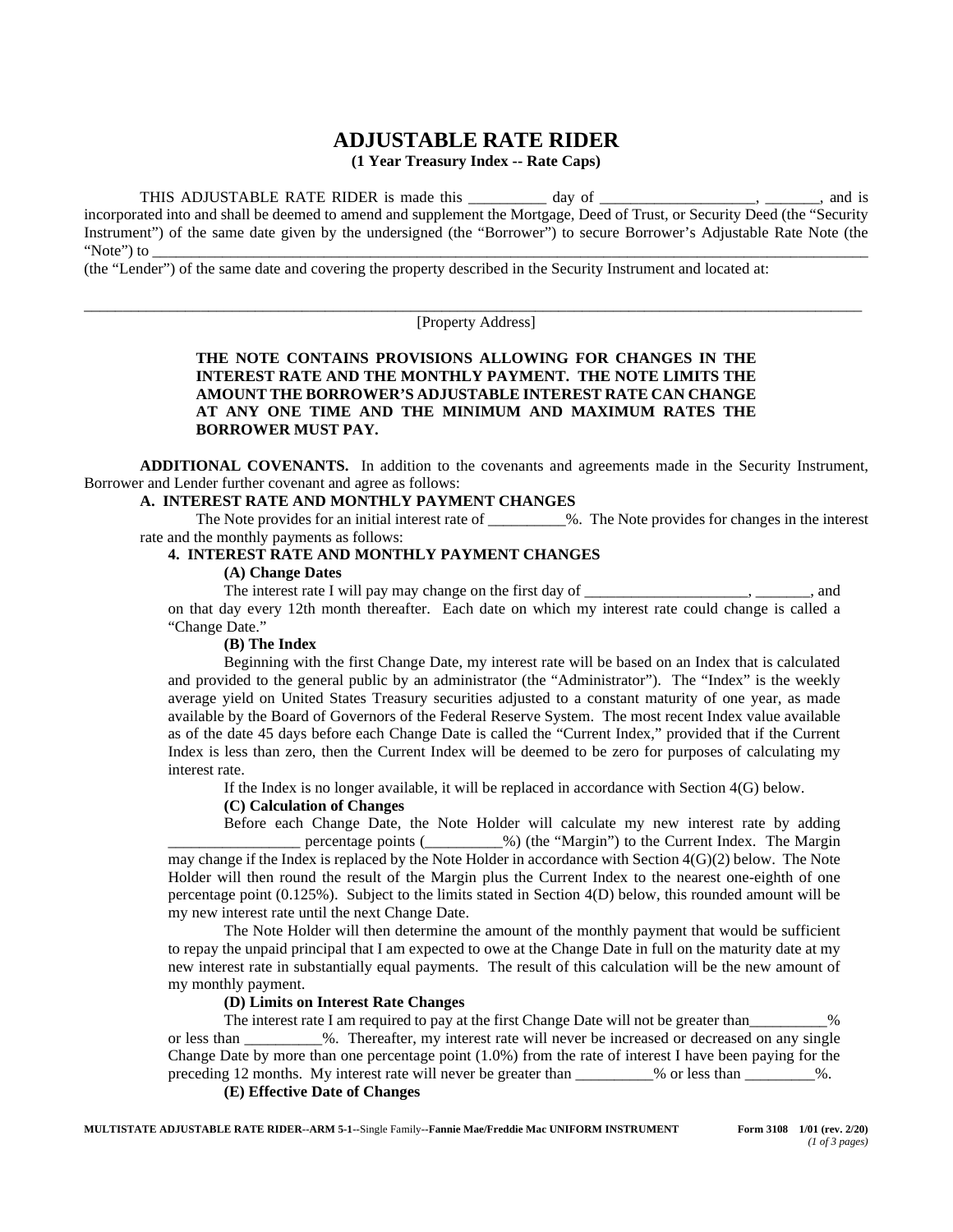# ADJUSTABLE RATE RIDER

**(1 Year Treasury Index -- Rate Caps)**

THIS ADJUSTABLE RATE RIDER is made this __________ day of ____________________, _______, and is incorporated into and shall be deemed to amend and supplement the Mortgage, Deed of Trust, or Security Deed (the "Security Instrument") of the same date given by the undersigned (the "Borrower") to secure Borrower's Adjustable Rate Note (the "Note") to _______________________________________________________________________________________________ (the "Lender") of the same date and covering the property described in the Security Instrument and located at:

_______________________________________________________________________________________________

[Property Address]

**THE NOTE CONTAINS PROVISIONS ALLOWING FOR CHANGES IN THE INTEREST RATE AND THE MONTHLY PAYMENT. THE NOTE LIMITS THE AMOUNT THE BORROWER'S ADJUSTABLE INTEREST RATE CAN CHANGE AT ANY ONE TIME AND THE MINIMUM AND MAXIMUM RATES THE BORROWER MUST PAY.**

**ADDITIONAL COVENANTS.** In addition to the covenants and agreements made in the Security Instrument, Borrower and Lender further covenant and agree as follows:

**A. INTEREST RATE AND MONTHLY PAYMENT CHANGES**

The Note provides for an initial interest rate of __________%. The Note provides for changes in the interest rate and the monthly payments as follows:

**4. INTEREST RATE AND MONTHLY PAYMENT CHANGES**

**(A) Change Dates**

The interest rate I will pay may change on the first day of _____________________, _______, and on that day every 12th month thereafter. Each date on which my interest rate could change is called a "Change Date."

**(B) The Index**

Beginning with the first Change Date, my interest rate will be based on an Index that is calculated and provided to the general public by an administrator (the "Administrator"). The "Index" is the weekly average yield on United States Treasury securities adjusted to a constant maturity of one year, as made available by the Board of Governors of the Federal Reserve System. The most recent Index value available as of the date 45 days before each Change Date is called the "Current Index," provided that if the Current Index is less than zero, then the Current Index will be deemed to be zero for purposes of calculating my interest rate.

If the Index is no longer available, it will be replaced in accordance with Section 4(G) below.

**(C) Calculation of Changes**

Before each Change Date, the Note Holder will calculate my new interest rate by adding _________________ percentage points (__________%) (the "Margin") to the Current Index. The Margin may change if the Index is replaced by the Note Holder in accordance with Section 4(G)(2) below. The Note Holder will then round the result of the Margin plus the Current Index to the nearest one-eighth of one percentage point (0.125%). Subject to the limits stated in Section 4(D) below, this rounded amount will be my new interest rate until the next Change Date.

The Note Holder will then determine the amount of the monthly payment that would be sufficient to repay the unpaid principal that I am expected to owe at the Change Date in full on the maturity date at my new interest rate in substantially equal payments. The result of this calculation will be the new amount of my monthly payment.

**(D) Limits on Interest Rate Changes**

The interest rate I am required to pay at the first Change Date will not be greater than__________% or less than __________%. Thereafter, my interest rate will never be increased or decreased on any single Change Date by more than one percentage point (1.0%) from the rate of interest I have been paying for the preceding 12 months. My interest rate will never be greater than __________% or less than _________%.

**(E) Effective Date of Changes**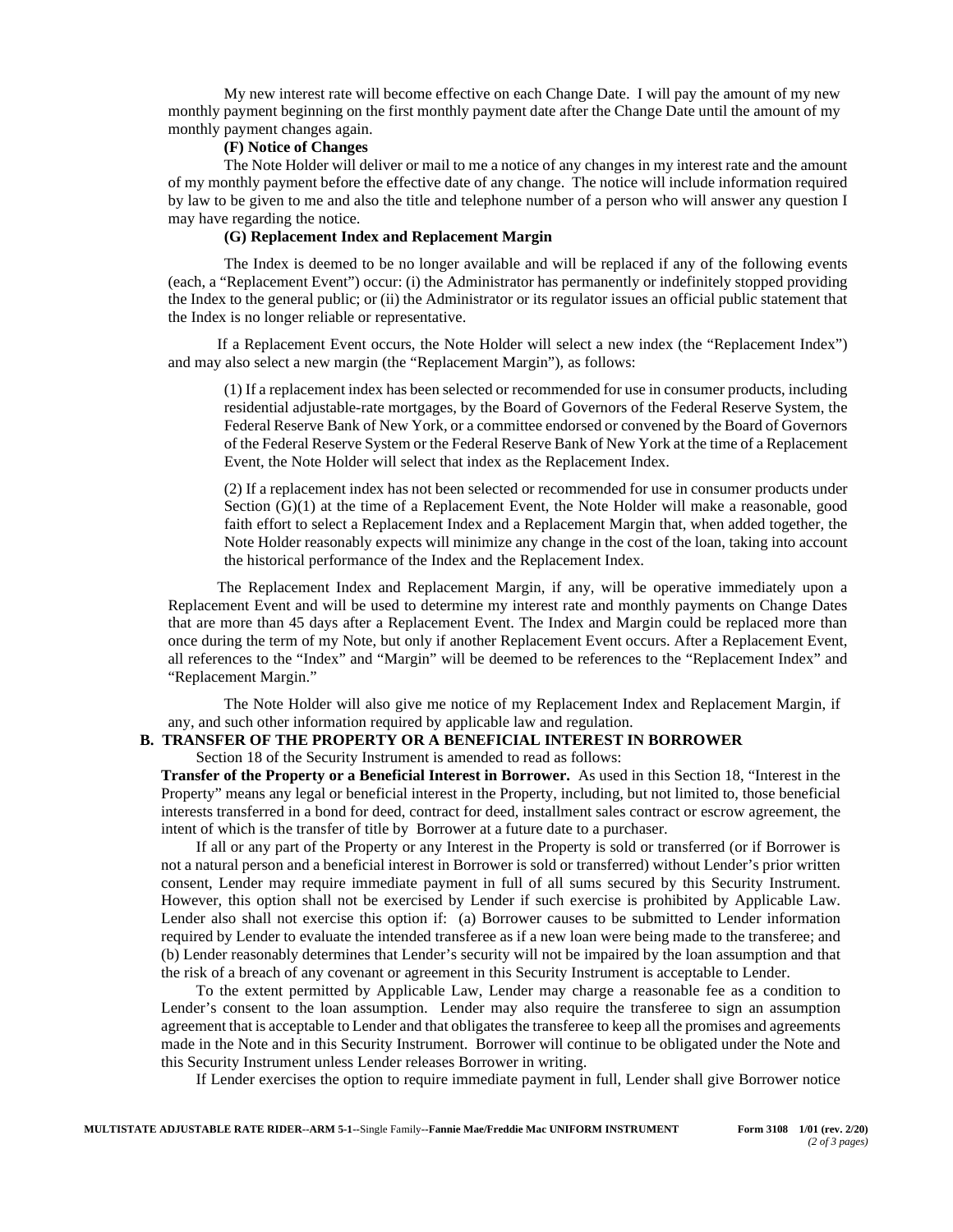My new interest rate will become effective on each Change Date. I will pay the amount of my new monthly payment beginning on the first monthly payment date after the Change Date until the amount of my monthly payment changes again.

**(F) Notice of Changes**

The Note Holder will deliver or mail to me a notice of any changes in my interest rate and the amount of my monthly payment before the effective date of any change. The notice will include information required by law to be given to me and also the title and telephone number of a person who will answer any question I may have regarding the notice.

**(G) Replacement Index and Replacement Margin**

The Index is deemed to be no longer available and will be replaced if any of the following events (each, a "Replacement Event") occur: (i) the Administrator has permanently or indefinitely stopped providing the Index to the general public; or (ii) the Administrator or its regulator issues an official public statement that the Index is no longer reliable or representative.

If a Replacement Event occurs, the Note Holder will select a new index (the "Replacement Index") and may also select a new margin (the "Replacement Margin"), as follows:

(1) If a replacement index has been selected or recommended for use in consumer products, including residential adjustable-rate mortgages, by the Board of Governors of the Federal Reserve System, the Federal Reserve Bank of New York, or a committee endorsed or convened by the Board of Governors of the Federal Reserve System or the Federal Reserve Bank of New York at the time of a Replacement Event, the Note Holder will select that index as the Replacement Index.

(2) If a replacement index has not been selected or recommended for use in consumer products under Section (G)(1) at the time of a Replacement Event, the Note Holder will make a reasonable, good faith effort to select a Replacement Index and a Replacement Margin that, when added together, the Note Holder reasonably expects will minimize any change in the cost of the loan, taking into account the historical performance of the Index and the Replacement Index.

The Replacement Index and Replacement Margin, if any, will be operative immediately upon a Replacement Event and will be used to determine my interest rate and monthly payments on Change Dates that are more than 45 days after a Replacement Event. The Index and Margin could be replaced more than once during the term of my Note, but only if another Replacement Event occurs. After a Replacement Event, all references to the "Index" and "Margin" will be deemed to be references to the "Replacement Index" and "Replacement Margin."

The Note Holder will also give me notice of my Replacement Index and Replacement Margin, if any, and such other information required by applicable law and regulation.

**B. TRANSFER OF THE PROPERTY OR A BENEFICIAL INTEREST IN BORROWER**

Section 18 of the Security Instrument is amended to read as follows:

**Transfer of the Property or a Beneficial Interest in Borrower.** As used in this Section 18, "Interest in the Property" means any legal or beneficial interest in the Property, including, but not limited to, those beneficial interests transferred in a bond for deed, contract for deed, installment sales contract or escrow agreement, the intent of which is the transfer of title by Borrower at a future date to a purchaser.

If all or any part of the Property or any Interest in the Property is sold or transferred (or if Borrower is not a natural person and a beneficial interest in Borrower is sold or transferred) without Lender's prior written consent, Lender may require immediate payment in full of all sums secured by this Security Instrument. However, this option shall not be exercised by Lender if such exercise is prohibited by Applicable Law. Lender also shall not exercise this option if: (a) Borrower causes to be submitted to Lender information required by Lender to evaluate the intended transferee as if a new loan were being made to the transferee; and (b) Lender reasonably determines that Lender's security will not be impaired by the loan assumption and that the risk of a breach of any covenant or agreement in this Security Instrument is acceptable to Lender.

To the extent permitted by Applicable Law, Lender may charge a reasonable fee as a condition to Lender's consent to the loan assumption. Lender may also require the transferee to sign an assumption agreement that is acceptable to Lender and that obligates the transferee to keep all the promises and agreements made in the Note and in this Security Instrument. Borrower will continue to be obligated under the Note and this Security Instrument unless Lender releases Borrower in writing.

If Lender exercises the option to require immediate payment in full, Lender shall give Borrower notice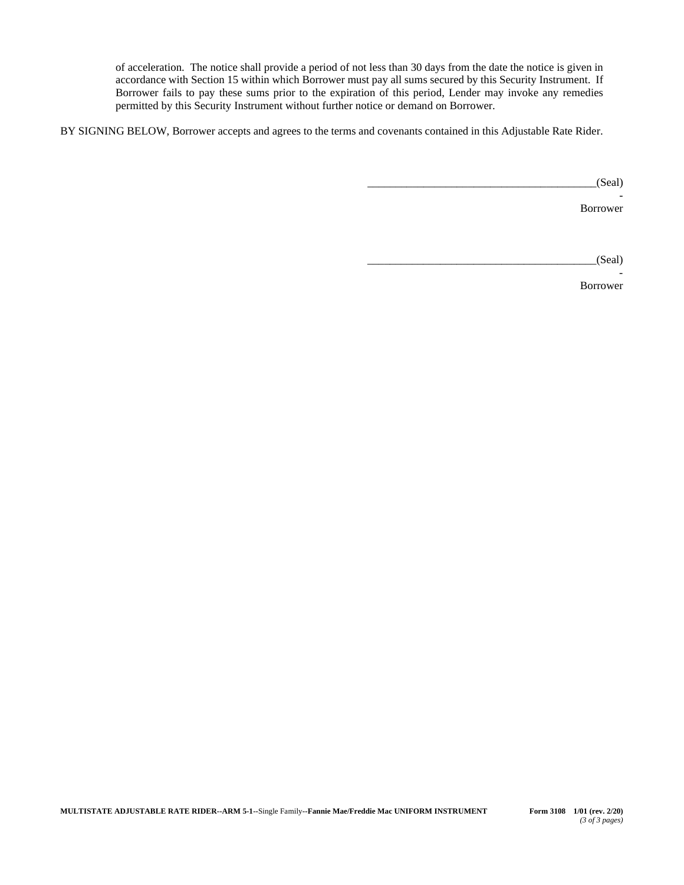of acceleration. The notice shall provide a period of not less than 30 days from the date the notice is given in accordance with Section 15 within which Borrower must pay all sums secured by this Security Instrument. If Borrower fails to pay these sums prior to the expiration of this period, Lender may invoke any remedies permitted by this Security Instrument without further notice or demand on Borrower.

BY SIGNING BELOW, Borrower accepts and agrees to the terms and covenants contained in this Adjustable Rate Rider.

_________________________________________(Seal)
-Borrower

_________________________________________(Seal)
-Borrower